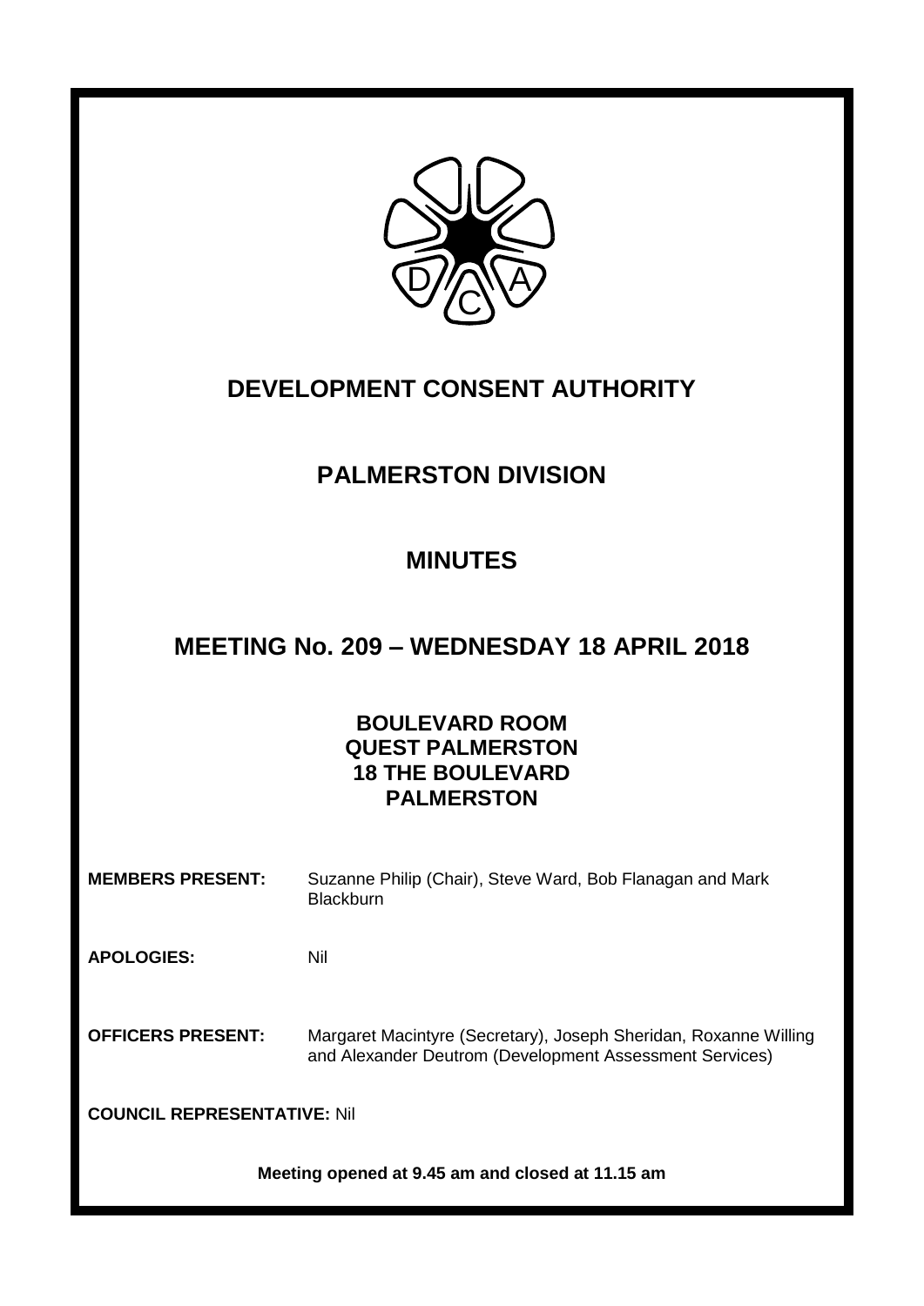# DEVELOPMENT CONSENT AUTHORITY

## PALMERSTON DIVISION

## MINUTES

## MEETING No. 209 – WEDNESDAY 18 APRIL 2018

**BOULEVARD ROOM**
**QUEST PALMERSTON**
**18 THE BOULEVARD**
**PALMERSTON**

**MEMBERS PRESENT:** Suzanne Philip (Chair), Steve Ward, Bob Flanagan and Mark Blackburn

**APOLOGIES:** Nil

**OFFICERS PRESENT:** Margaret Macintyre (Secretary), Joseph Sheridan, Roxanne Willing and Alexander Deutrom (Development Assessment Services)

**COUNCIL REPRESENTATIVE:** Nil

**Meeting opened at 9.45 am and closed at 11.15 am**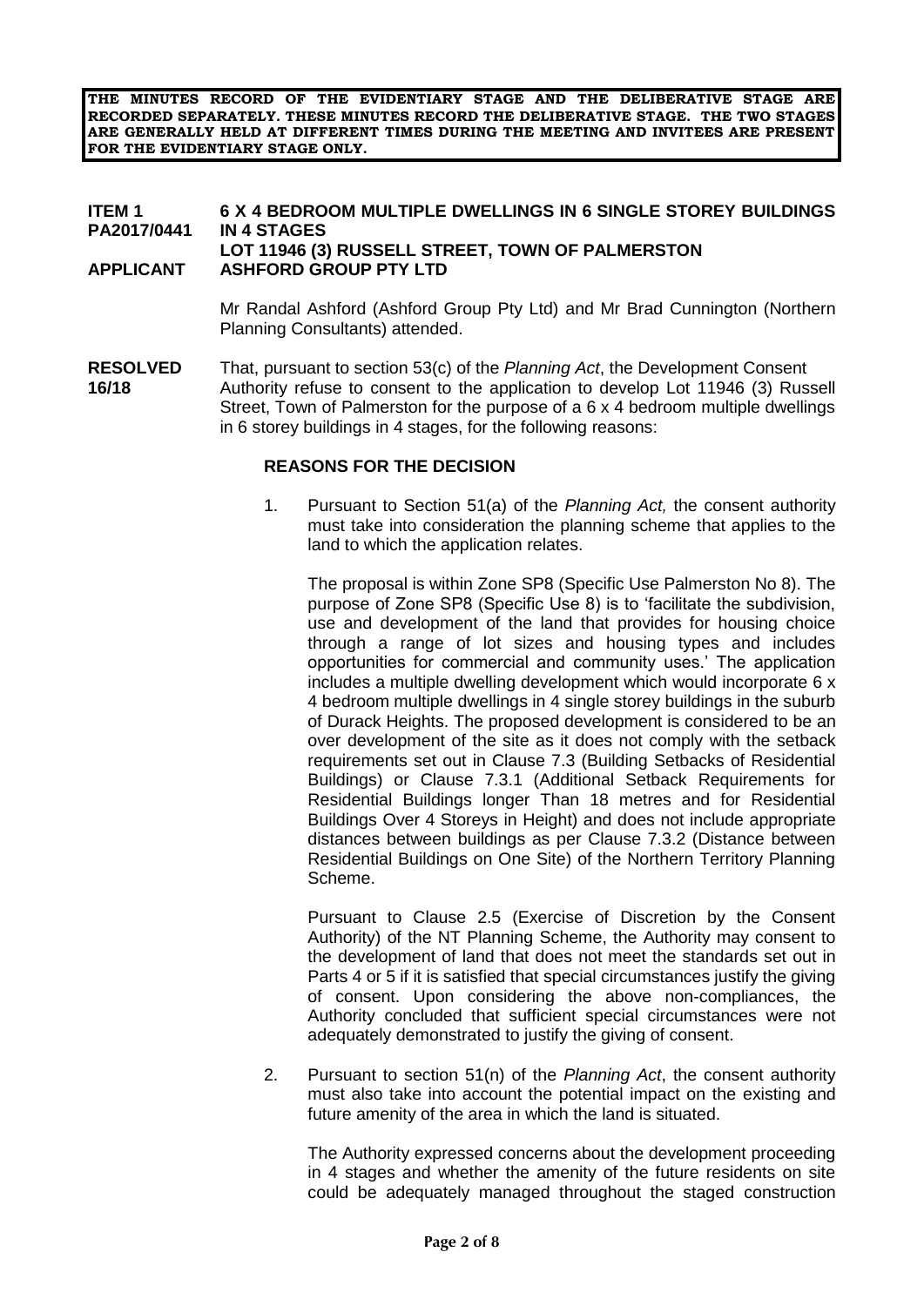**THE MINUTES RECORD OF THE EVIDENTIARY STAGE AND THE DELIBERATIVE STAGE ARE RECORDED SEPARATELY. THESE MINUTES RECORD THE DELIBERATIVE STAGE. THE TWO STAGES ARE GENERALLY HELD AT DIFFERENT TIMES DURING THE MEETING AND INVITEES ARE PRESENT FOR THE EVIDENTIARY STAGE ONLY.**

**ITEM 1** **6 X 4 BEDROOM MULTIPLE DWELLINGS IN 6 SINGLE STOREY BUILDINGS**
**PA2017/0441** **IN 4 STAGES**
**LOT 11946 (3) RUSSELL STREET, TOWN OF PALMERSTON**
**APPLICANT** **ASHFORD GROUP PTY LTD**

Mr Randal Ashford (Ashford Group Pty Ltd) and Mr Brad Cunnington (Northern Planning Consultants) attended.

**RESOLVED 16/18** That, pursuant to section 53(c) of the *Planning Act*, the Development Consent Authority refuse to consent to the application to develop Lot 11946 (3) Russell Street, Town of Palmerston for the purpose of a 6 x 4 bedroom multiple dwellings in 6 storey buildings in 4 stages, for the following reasons:

**REASONS FOR THE DECISION**

1. Pursuant to Section 51(a) of the *Planning Act,* the consent authority must take into consideration the planning scheme that applies to the land to which the application relates.

   The proposal is within Zone SP8 (Specific Use Palmerston No 8). The purpose of Zone SP8 (Specific Use 8) is to 'facilitate the subdivision, use and development of the land that provides for housing choice through a range of lot sizes and housing types and includes opportunities for commercial and community uses.' The application includes a multiple dwelling development which would incorporate 6 x 4 bedroom multiple dwellings in 4 single storey buildings in the suburb of Durack Heights. The proposed development is considered to be an over development of the site as it does not comply with the setback requirements set out in Clause 7.3 (Building Setbacks of Residential Buildings) or Clause 7.3.1 (Additional Setback Requirements for Residential Buildings longer Than 18 metres and for Residential Buildings Over 4 Storeys in Height) and does not include appropriate distances between buildings as per Clause 7.3.2 (Distance between Residential Buildings on One Site) of the Northern Territory Planning Scheme.

   Pursuant to Clause 2.5 (Exercise of Discretion by the Consent Authority) of the NT Planning Scheme, the Authority may consent to the development of land that does not meet the standards set out in Parts 4 or 5 if it is satisfied that special circumstances justify the giving of consent. Upon considering the above non-compliances, the Authority concluded that sufficient special circumstances were not adequately demonstrated to justify the giving of consent.

2. Pursuant to section 51(n) of the *Planning Act*, the consent authority must also take into account the potential impact on the existing and future amenity of the area in which the land is situated.

   The Authority expressed concerns about the development proceeding in 4 stages and whether the amenity of the future residents on site could be adequately managed throughout the staged construction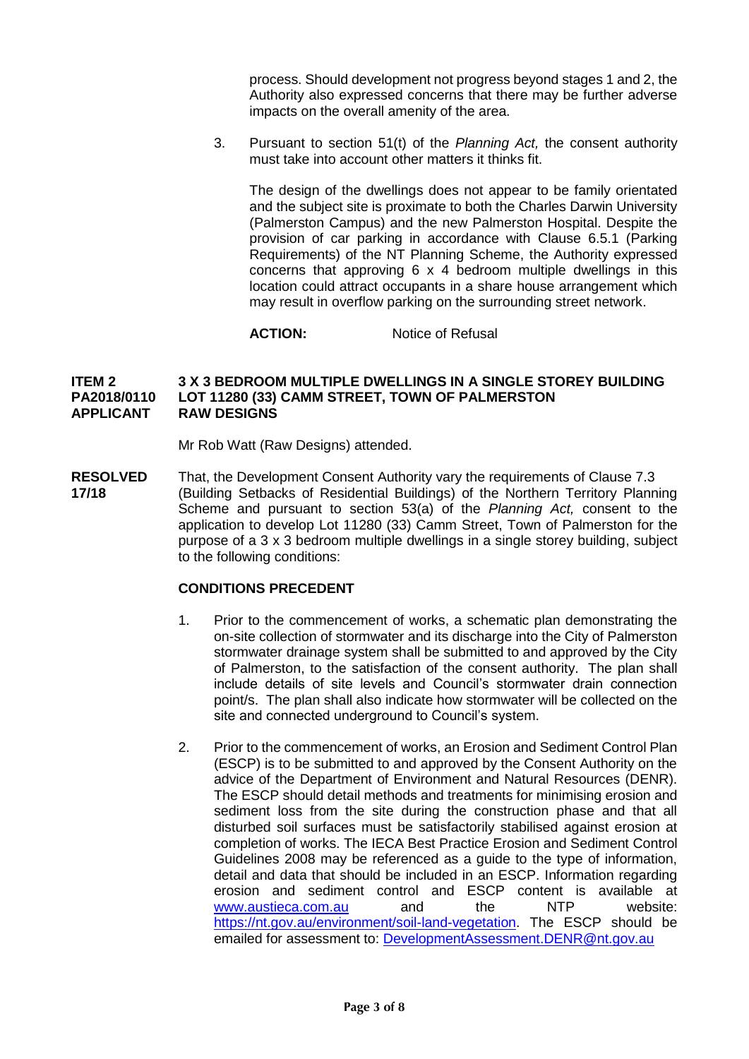process. Should development not progress beyond stages 1 and 2, the Authority also expressed concerns that there may be further adverse impacts on the overall amenity of the area.

3. Pursuant to section 51(t) of the *Planning Act,* the consent authority must take into account other matters it thinks fit.

   The design of the dwellings does not appear to be family orientated and the subject site is proximate to both the Charles Darwin University (Palmerston Campus) and the new Palmerston Hospital. Despite the provision of car parking in accordance with Clause 6.5.1 (Parking Requirements) of the NT Planning Scheme, the Authority expressed concerns that approving 6 x 4 bedroom multiple dwellings in this location could attract occupants in a share house arrangement which may result in overflow parking on the surrounding street network.

   **ACTION:** Notice of Refusal

**ITEM 2 — 3 X 3 BEDROOM MULTIPLE DWELLINGS IN A SINGLE STOREY BUILDING**
**PA2018/0110 — LOT 11280 (33) CAMM STREET, TOWN OF PALMERSTON**
**APPLICANT — RAW DESIGNS**

Mr Rob Watt (Raw Designs) attended.

**RESOLVED 17/18**

That, the Development Consent Authority vary the requirements of Clause 7.3 (Building Setbacks of Residential Buildings) of the Northern Territory Planning Scheme and pursuant to section 53(a) of the *Planning Act,* consent to the application to develop Lot 11280 (33) Camm Street, Town of Palmerston for the purpose of a 3 x 3 bedroom multiple dwellings in a single storey building, subject to the following conditions:

**CONDITIONS PRECEDENT**

1. Prior to the commencement of works, a schematic plan demonstrating the on-site collection of stormwater and its discharge into the City of Palmerston stormwater drainage system shall be submitted to and approved by the City of Palmerston, to the satisfaction of the consent authority. The plan shall include details of site levels and Council's stormwater drain connection point/s. The plan shall also indicate how stormwater will be collected on the site and connected underground to Council's system.

2. Prior to the commencement of works, an Erosion and Sediment Control Plan (ESCP) is to be submitted to and approved by the Consent Authority on the advice of the Department of Environment and Natural Resources (DENR). The ESCP should detail methods and treatments for minimising erosion and sediment loss from the site during the construction phase and that all disturbed soil surfaces must be satisfactorily stabilised against erosion at completion of works. The IECA Best Practice Erosion and Sediment Control Guidelines 2008 may be referenced as a guide to the type of information, detail and data that should be included in an ESCP. Information regarding erosion and sediment control and ESCP content is available at www.austieca.com.au and the NTP website: https://nt.gov.au/environment/soil-land-vegetation. The ESCP should be emailed for assessment to: DevelopmentAssessment.DENR@nt.gov.au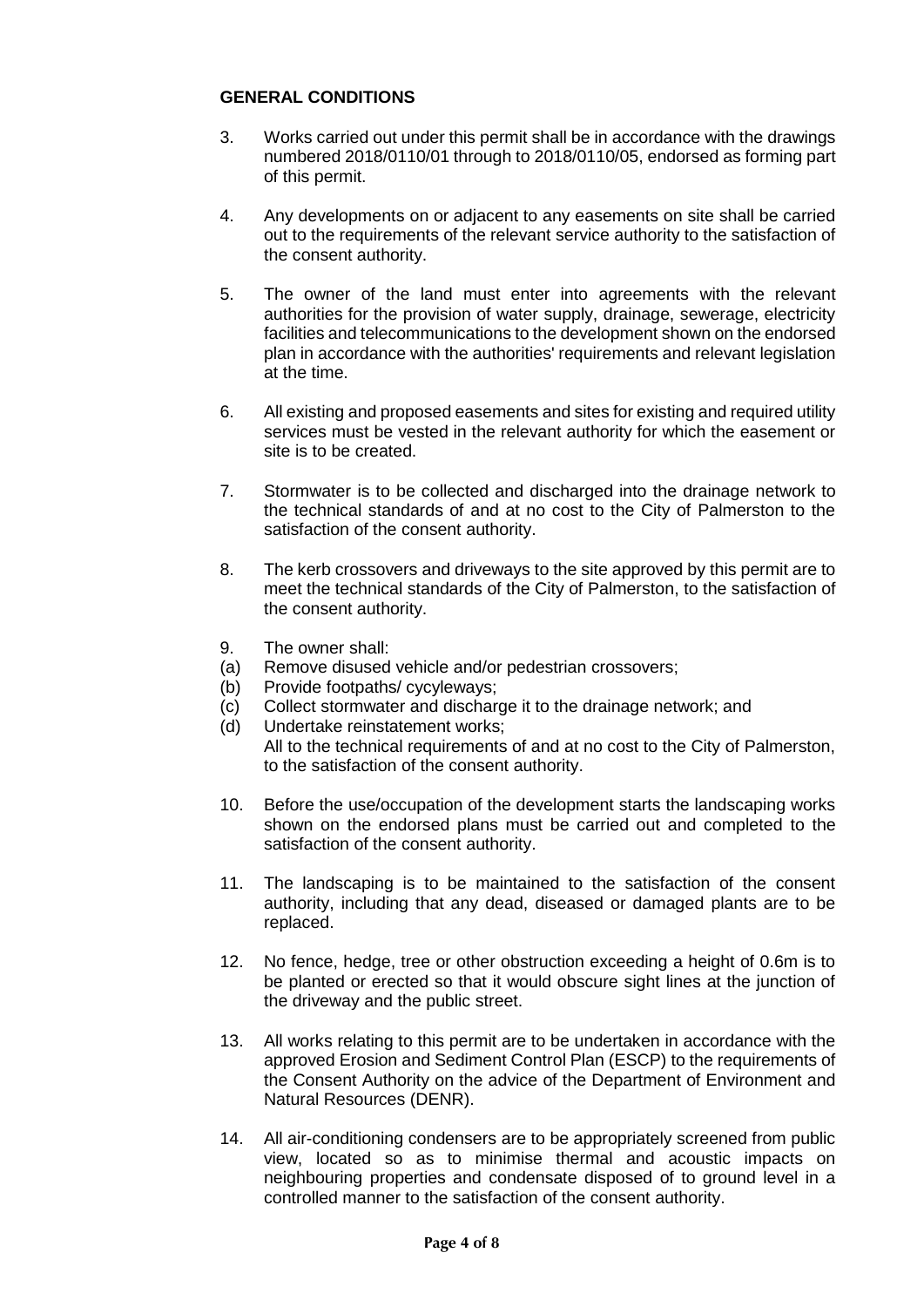**GENERAL CONDITIONS**

3. Works carried out under this permit shall be in accordance with the drawings numbered 2018/0110/01 through to 2018/0110/05, endorsed as forming part of this permit.

4. Any developments on or adjacent to any easements on site shall be carried out to the requirements of the relevant service authority to the satisfaction of the consent authority.

5. The owner of the land must enter into agreements with the relevant authorities for the provision of water supply, drainage, sewerage, electricity facilities and telecommunications to the development shown on the endorsed plan in accordance with the authorities' requirements and relevant legislation at the time.

6. All existing and proposed easements and sites for existing and required utility services must be vested in the relevant authority for which the easement or site is to be created.

7. Stormwater is to be collected and discharged into the drainage network to the technical standards of and at no cost to the City of Palmerston to the satisfaction of the consent authority.

8. The kerb crossovers and driveways to the site approved by this permit are to meet the technical standards of the City of Palmerston, to the satisfaction of the consent authority.

9. The owner shall:
   (a) Remove disused vehicle and/or pedestrian crossovers;
   (b) Provide footpaths/ cycyleways;
   (c) Collect stormwater and discharge it to the drainage network; and
   (d) Undertake reinstatement works;

   All to the technical requirements of and at no cost to the City of Palmerston, to the satisfaction of the consent authority.

10. Before the use/occupation of the development starts the landscaping works shown on the endorsed plans must be carried out and completed to the satisfaction of the consent authority.

11. The landscaping is to be maintained to the satisfaction of the consent authority, including that any dead, diseased or damaged plants are to be replaced.

12. No fence, hedge, tree or other obstruction exceeding a height of 0.6m is to be planted or erected so that it would obscure sight lines at the junction of the driveway and the public street.

13. All works relating to this permit are to be undertaken in accordance with the approved Erosion and Sediment Control Plan (ESCP) to the requirements of the Consent Authority on the advice of the Department of Environment and Natural Resources (DENR).

14. All air-conditioning condensers are to be appropriately screened from public view, located so as to minimise thermal and acoustic impacts on neighbouring properties and condensate disposed of to ground level in a controlled manner to the satisfaction of the consent authority.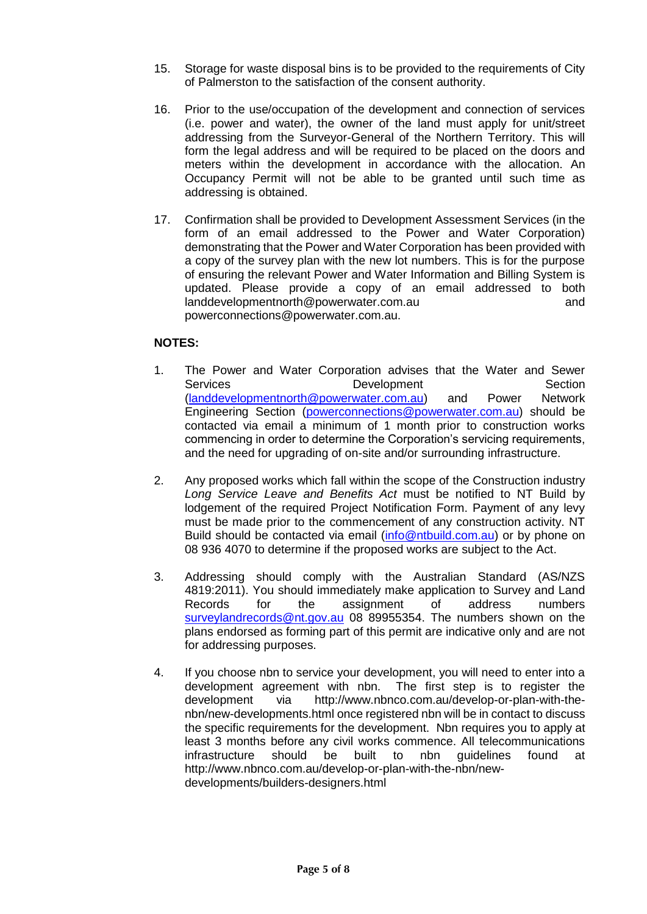15. Storage for waste disposal bins is to be provided to the requirements of City of Palmerston to the satisfaction of the consent authority.

16. Prior to the use/occupation of the development and connection of services (i.e. power and water), the owner of the land must apply for unit/street addressing from the Surveyor-General of the Northern Territory. This will form the legal address and will be required to be placed on the doors and meters within the development in accordance with the allocation. An Occupancy Permit will not be able to be granted until such time as addressing is obtained.

17. Confirmation shall be provided to Development Assessment Services (in the form of an email addressed to the Power and Water Corporation) demonstrating that the Power and Water Corporation has been provided with a copy of the survey plan with the new lot numbers. This is for the purpose of ensuring the relevant Power and Water Information and Billing System is updated. Please provide a copy of an email addressed to both landdevelopmentnorth@powerwater.com.au and powerconnections@powerwater.com.au.

**NOTES:**

1. The Power and Water Corporation advises that the Water and Sewer Services Development Section (landdevelopmentnorth@powerwater.com.au) and Power Network Engineering Section (powerconnections@powerwater.com.au) should be contacted via email a minimum of 1 month prior to construction works commencing in order to determine the Corporation's servicing requirements, and the need for upgrading of on-site and/or surrounding infrastructure.

2. Any proposed works which fall within the scope of the Construction industry *Long Service Leave and Benefits Act* must be notified to NT Build by lodgement of the required Project Notification Form. Payment of any levy must be made prior to the commencement of any construction activity. NT Build should be contacted via email (info@ntbuild.com.au) or by phone on 08 936 4070 to determine if the proposed works are subject to the Act.

3. Addressing should comply with the Australian Standard (AS/NZS 4819:2011). You should immediately make application to Survey and Land Records for the assignment of address numbers surveylandrecords@nt.gov.au 08 89955354. The numbers shown on the plans endorsed as forming part of this permit are indicative only and are not for addressing purposes.

4. If you choose nbn to service your development, you will need to enter into a development agreement with nbn. The first step is to register the development via http://www.nbnco.com.au/develop-or-plan-with-the-nbn/new-developments.html once registered nbn will be in contact to discuss the specific requirements for the development. Nbn requires you to apply at least 3 months before any civil works commence. All telecommunications infrastructure should be built to nbn guidelines found at http://www.nbnco.com.au/develop-or-plan-with-the-nbn/new-developments/builders-designers.html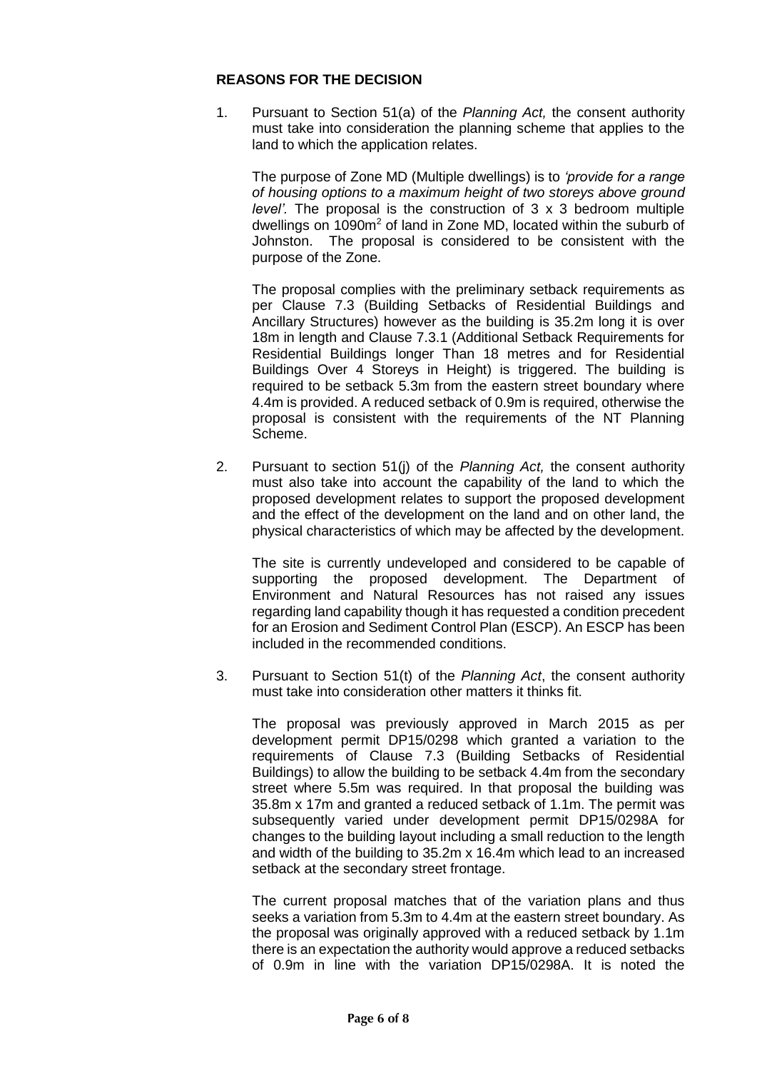**REASONS FOR THE DECISION**

1. Pursuant to Section 51(a) of the *Planning Act,* the consent authority must take into consideration the planning scheme that applies to the land to which the application relates.

   The purpose of Zone MD (Multiple dwellings) is to *'provide for a range of housing options to a maximum height of two storeys above ground level'.* The proposal is the construction of 3 x 3 bedroom multiple dwellings on 1090m$^2$ of land in Zone MD, located within the suburb of Johnston. The proposal is considered to be consistent with the purpose of the Zone.

   The proposal complies with the preliminary setback requirements as per Clause 7.3 (Building Setbacks of Residential Buildings and Ancillary Structures) however as the building is 35.2m long it is over 18m in length and Clause 7.3.1 (Additional Setback Requirements for Residential Buildings longer Than 18 metres and for Residential Buildings Over 4 Storeys in Height) is triggered. The building is required to be setback 5.3m from the eastern street boundary where 4.4m is provided. A reduced setback of 0.9m is required, otherwise the proposal is consistent with the requirements of the NT Planning Scheme.

2. Pursuant to section 51(j) of the *Planning Act,* the consent authority must also take into account the capability of the land to which the proposed development relates to support the proposed development and the effect of the development on the land and on other land, the physical characteristics of which may be affected by the development.

   The site is currently undeveloped and considered to be capable of supporting the proposed development. The Department of Environment and Natural Resources has not raised any issues regarding land capability though it has requested a condition precedent for an Erosion and Sediment Control Plan (ESCP). An ESCP has been included in the recommended conditions.

3. Pursuant to Section 51(t) of the *Planning Act*, the consent authority must take into consideration other matters it thinks fit.

   The proposal was previously approved in March 2015 as per development permit DP15/0298 which granted a variation to the requirements of Clause 7.3 (Building Setbacks of Residential Buildings) to allow the building to be setback 4.4m from the secondary street where 5.5m was required. In that proposal the building was 35.8m x 17m and granted a reduced setback of 1.1m. The permit was subsequently varied under development permit DP15/0298A for changes to the building layout including a small reduction to the length and width of the building to 35.2m x 16.4m which lead to an increased setback at the secondary street frontage.

   The current proposal matches that of the variation plans and thus seeks a variation from 5.3m to 4.4m at the eastern street boundary. As the proposal was originally approved with a reduced setback by 1.1m there is an expectation the authority would approve a reduced setbacks of 0.9m in line with the variation DP15/0298A. It is noted the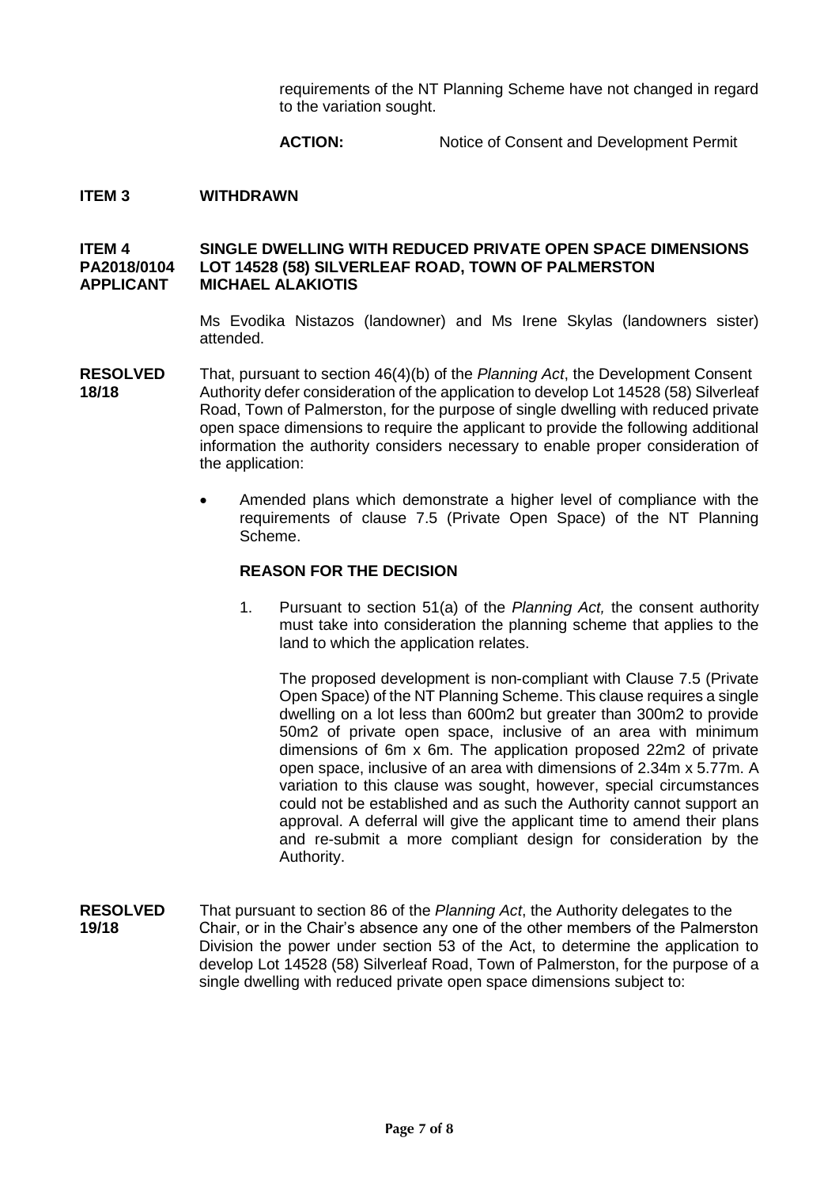requirements of the NT Planning Scheme have not changed in regard to the variation sought.

**ACTION:** Notice of Consent and Development Permit

**ITEM 3 WITHDRAWN**

**ITEM 4 SINGLE DWELLING WITH REDUCED PRIVATE OPEN SPACE DIMENSIONS**
**PA2018/0104 LOT 14528 (58) SILVERLEAF ROAD, TOWN OF PALMERSTON**
**APPLICANT MICHAEL ALAKIOTIS**

Ms Evodika Nistazos (landowner) and Ms Irene Skylas (landowners sister) attended.

**RESOLVED 18/18** That, pursuant to section 46(4)(b) of the *Planning Act*, the Development Consent Authority defer consideration of the application to develop Lot 14528 (58) Silverleaf Road, Town of Palmerston, for the purpose of single dwelling with reduced private open space dimensions to require the applicant to provide the following additional information the authority considers necessary to enable proper consideration of the application:

- Amended plans which demonstrate a higher level of compliance with the requirements of clause 7.5 (Private Open Space) of the NT Planning Scheme.

**REASON FOR THE DECISION**

1. Pursuant to section 51(a) of the *Planning Act,* the consent authority must take into consideration the planning scheme that applies to the land to which the application relates.

   The proposed development is non-compliant with Clause 7.5 (Private Open Space) of the NT Planning Scheme. This clause requires a single dwelling on a lot less than 600m2 but greater than 300m2 to provide 50m2 of private open space, inclusive of an area with minimum dimensions of 6m x 6m. The application proposed 22m2 of private open space, inclusive of an area with dimensions of 2.34m x 5.77m. A variation to this clause was sought, however, special circumstances could not be established and as such the Authority cannot support an approval. A deferral will give the applicant time to amend their plans and re-submit a more compliant design for consideration by the Authority.

**RESOLVED 19/18** That pursuant to section 86 of the *Planning Act*, the Authority delegates to the Chair, or in the Chair's absence any one of the other members of the Palmerston Division the power under section 53 of the Act, to determine the application to develop Lot 14528 (58) Silverleaf Road, Town of Palmerston, for the purpose of a single dwelling with reduced private open space dimensions subject to: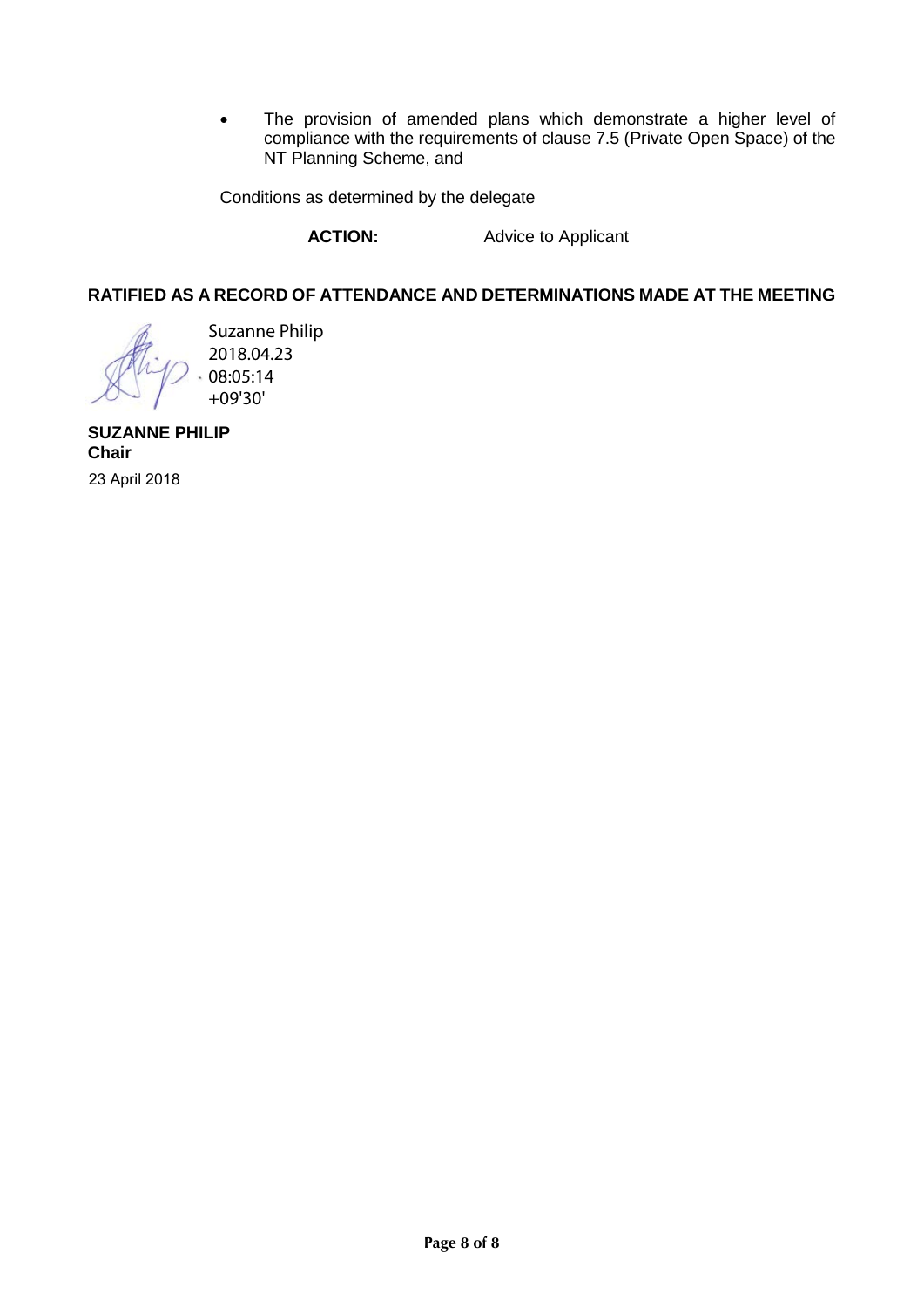- The provision of amended plans which demonstrate a higher level of compliance with the requirements of clause 7.5 (Private Open Space) of the NT Planning Scheme, and

Conditions as determined by the delegate

**ACTION:** Advice to Applicant

**RATIFIED AS A RECORD OF ATTENDANCE AND DETERMINATIONS MADE AT THE MEETING**

Suzanne Philip
2018.04.23
08:05:14
+09'30'

**SUZANNE PHILIP**
**Chair**
23 April 2018